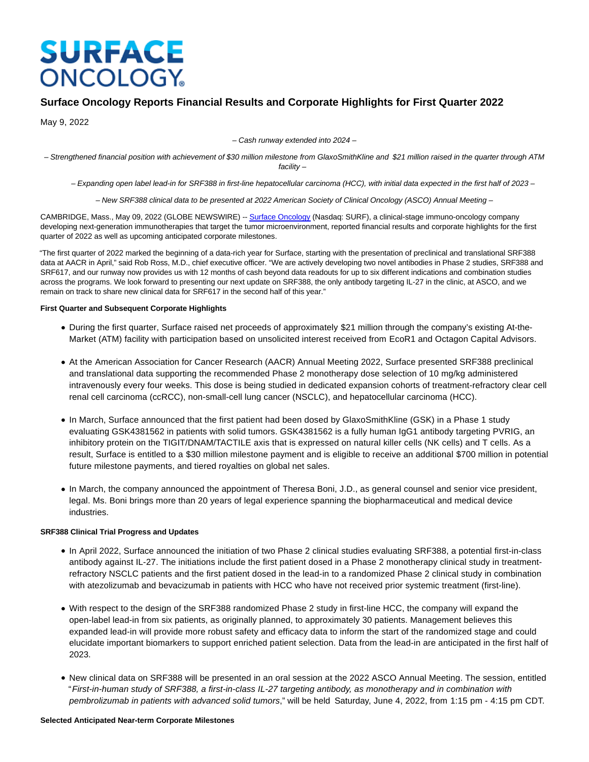# SURFACE ONCOLOGY

## Surface Oncology Reports Financial Results and Corporate Highlights for First Quarter 2022

May 9, 2022

*– Cash runway extended into 2024 –*

*– Strengthened financial position with achievement of $30 million milestone from GlaxoSmithKline and $21 million raised in the quarter through ATM facility –*

*– Expanding open label lead-in for SRF388 in first-line hepatocellular carcinoma (HCC), with initial data expected in the first half of 2023 –*

*– New SRF388 clinical data to be presented at 2022 American Society of Clinical Oncology (ASCO) Annual Meeting –*

CAMBRIDGE, Mass., May 09, 2022 (GLOBE NEWSWIRE) -- Surface Oncology (Nasdaq: SURF), a clinical-stage immuno-oncology company developing next-generation immunotherapies that target the tumor microenvironment, reported financial results and corporate highlights for the first quarter of 2022 as well as upcoming anticipated corporate milestones.

"The first quarter of 2022 marked the beginning of a data-rich year for Surface, starting with the presentation of preclinical and translational SRF388 data at AACR in April," said Rob Ross, M.D., chief executive officer. "We are actively developing two novel antibodies in Phase 2 studies, SRF388 and SRF617, and our runway now provides us with 12 months of cash beyond data readouts for up to six different indications and combination studies across the programs. We look forward to presenting our next update on SRF388, the only antibody targeting IL-27 in the clinic, at ASCO, and we remain on track to share new clinical data for SRF617 in the second half of this year."

**First Quarter and Subsequent Corporate Highlights**

- During the first quarter, Surface raised net proceeds of approximately $21 million through the company's existing At-the-Market (ATM) facility with participation based on unsolicited interest received from EcoR1 and Octagon Capital Advisors.
- At the American Association for Cancer Research (AACR) Annual Meeting 2022, Surface presented SRF388 preclinical and translational data supporting the recommended Phase 2 monotherapy dose selection of 10 mg/kg administered intravenously every four weeks. This dose is being studied in dedicated expansion cohorts of treatment-refractory clear cell renal cell carcinoma (ccRCC), non-small-cell lung cancer (NSCLC), and hepatocellular carcinoma (HCC).
- In March, Surface announced that the first patient had been dosed by GlaxoSmithKline (GSK) in a Phase 1 study evaluating GSK4381562 in patients with solid tumors. GSK4381562 is a fully human IgG1 antibody targeting PVRIG, an inhibitory protein on the TIGIT/DNAM/TACTILE axis that is expressed on natural killer cells (NK cells) and T cells. As a result, Surface is entitled to a $30 million milestone payment and is eligible to receive an additional $700 million in potential future milestone payments, and tiered royalties on global net sales.
- In March, the company announced the appointment of Theresa Boni, J.D., as general counsel and senior vice president, legal. Ms. Boni brings more than 20 years of legal experience spanning the biopharmaceutical and medical device industries.

**SRF388 Clinical Trial Progress and Updates**

- In April 2022, Surface announced the initiation of two Phase 2 clinical studies evaluating SRF388, a potential first-in-class antibody against IL-27. The initiations include the first patient dosed in a Phase 2 monotherapy clinical study in treatment-refractory NSCLC patients and the first patient dosed in the lead-in to a randomized Phase 2 clinical study in combination with atezolizumab and bevacizumab in patients with HCC who have not received prior systemic treatment (first-line).
- With respect to the design of the SRF388 randomized Phase 2 study in first-line HCC, the company will expand the open-label lead-in from six patients, as originally planned, to approximately 30 patients. Management believes this expanded lead-in will provide more robust safety and efficacy data to inform the start of the randomized stage and could elucidate important biomarkers to support enriched patient selection. Data from the lead-in are anticipated in the first half of 2023.
- New clinical data on SRF388 will be presented in an oral session at the 2022 ASCO Annual Meeting. The session, entitled "*First-in-human study of SRF388, a first-in-class IL-27 targeting antibody, as monotherapy and in combination with pembrolizumab in patients with advanced solid tumors*," will be held Saturday, June 4, 2022, from 1:15 pm - 4:15 pm CDT.

**Selected Anticipated Near-term Corporate Milestones**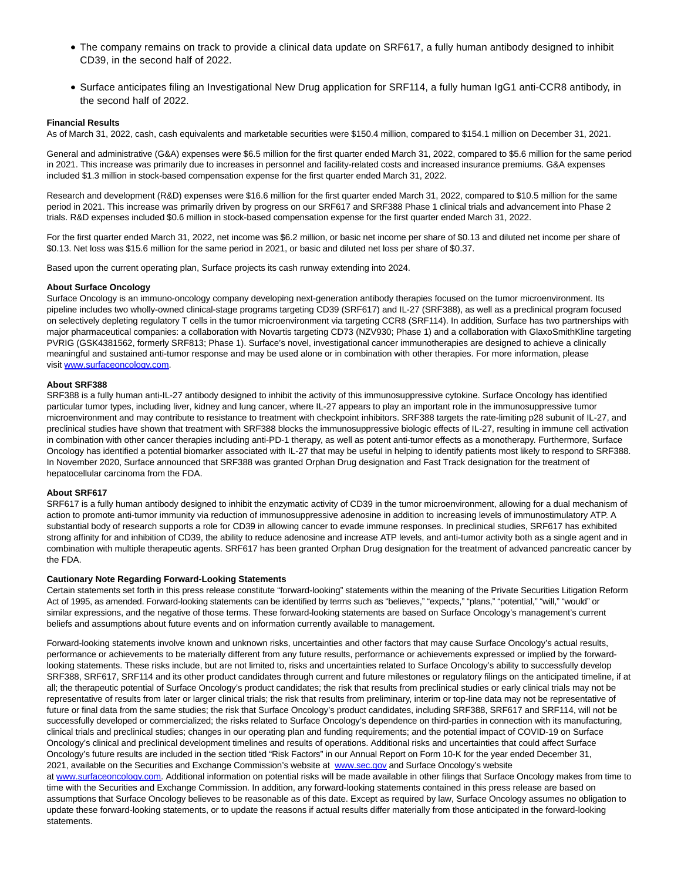- The company remains on track to provide a clinical data update on SRF617, a fully human antibody designed to inhibit CD39, in the second half of 2022.
- Surface anticipates filing an Investigational New Drug application for SRF114, a fully human IgG1 anti-CCR8 antibody, in the second half of 2022.

**Financial Results**

As of March 31, 2022, cash, cash equivalents and marketable securities were $150.4 million, compared to $154.1 million on December 31, 2021.

General and administrative (G&A) expenses were $6.5 million for the first quarter ended March 31, 2022, compared to $5.6 million for the same period in 2021. This increase was primarily due to increases in personnel and facility-related costs and increased insurance premiums. G&A expenses included $1.3 million in stock-based compensation expense for the first quarter ended March 31, 2022.

Research and development (R&D) expenses were $16.6 million for the first quarter ended March 31, 2022, compared to $10.5 million for the same period in 2021. This increase was primarily driven by progress on our SRF617 and SRF388 Phase 1 clinical trials and advancement into Phase 2 trials. R&D expenses included $0.6 million in stock-based compensation expense for the first quarter ended March 31, 2022.

For the first quarter ended March 31, 2022, net income was $6.2 million, or basic net income per share of $0.13 and diluted net income per share of $0.13. Net loss was $15.6 million for the same period in 2021, or basic and diluted net loss per share of $0.37.

Based upon the current operating plan, Surface projects its cash runway extending into 2024.

**About Surface Oncology**

Surface Oncology is an immuno-oncology company developing next-generation antibody therapies focused on the tumor microenvironment. Its pipeline includes two wholly-owned clinical-stage programs targeting CD39 (SRF617) and IL-27 (SRF388), as well as a preclinical program focused on selectively depleting regulatory T cells in the tumor microenvironment via targeting CCR8 (SRF114). In addition, Surface has two partnerships with major pharmaceutical companies: a collaboration with Novartis targeting CD73 (NZV930; Phase 1) and a collaboration with GlaxoSmithKline targeting PVRIG (GSK4381562, formerly SRF813; Phase 1). Surface's novel, investigational cancer immunotherapies are designed to achieve a clinically meaningful and sustained anti-tumor response and may be used alone or in combination with other therapies. For more information, please visit www.surfaceoncology.com.

**About SRF388**

SRF388 is a fully human anti-IL-27 antibody designed to inhibit the activity of this immunosuppressive cytokine. Surface Oncology has identified particular tumor types, including liver, kidney and lung cancer, where IL-27 appears to play an important role in the immunosuppressive tumor microenvironment and may contribute to resistance to treatment with checkpoint inhibitors. SRF388 targets the rate-limiting p28 subunit of IL-27, and preclinical studies have shown that treatment with SRF388 blocks the immunosuppressive biologic effects of IL-27, resulting in immune cell activation in combination with other cancer therapies including anti-PD-1 therapy, as well as potent anti-tumor effects as a monotherapy. Furthermore, Surface Oncology has identified a potential biomarker associated with IL-27 that may be useful in helping to identify patients most likely to respond to SRF388. In November 2020, Surface announced that SRF388 was granted Orphan Drug designation and Fast Track designation for the treatment of hepatocellular carcinoma from the FDA.

**About SRF617**

SRF617 is a fully human antibody designed to inhibit the enzymatic activity of CD39 in the tumor microenvironment, allowing for a dual mechanism of action to promote anti-tumor immunity via reduction of immunosuppressive adenosine in addition to increasing levels of immunostimulatory ATP. A substantial body of research supports a role for CD39 in allowing cancer to evade immune responses. In preclinical studies, SRF617 has exhibited strong affinity for and inhibition of CD39, the ability to reduce adenosine and increase ATP levels, and anti-tumor activity both as a single agent and in combination with multiple therapeutic agents. SRF617 has been granted Orphan Drug designation for the treatment of advanced pancreatic cancer by the FDA.

**Cautionary Note Regarding Forward-Looking Statements**

Certain statements set forth in this press release constitute "forward-looking" statements within the meaning of the Private Securities Litigation Reform Act of 1995, as amended. Forward-looking statements can be identified by terms such as "believes," "expects," "plans," "potential," "will," "would" or similar expressions, and the negative of those terms. These forward-looking statements are based on Surface Oncology's management's current beliefs and assumptions about future events and on information currently available to management.

Forward-looking statements involve known and unknown risks, uncertainties and other factors that may cause Surface Oncology's actual results, performance or achievements to be materially different from any future results, performance or achievements expressed or implied by the forward-looking statements. These risks include, but are not limited to, risks and uncertainties related to Surface Oncology's ability to successfully develop SRF388, SRF617, SRF114 and its other product candidates through current and future milestones or regulatory filings on the anticipated timeline, if at all; the therapeutic potential of Surface Oncology's product candidates; the risk that results from preclinical studies or early clinical trials may not be representative of results from later or larger clinical trials; the risk that results from preliminary, interim or top-line data may not be representative of future or final data from the same studies; the risk that Surface Oncology's product candidates, including SRF388, SRF617 and SRF114, will not be successfully developed or commercialized; the risks related to Surface Oncology's dependence on third-parties in connection with its manufacturing, clinical trials and preclinical studies; changes in our operating plan and funding requirements; and the potential impact of COVID-19 on Surface Oncology's clinical and preclinical development timelines and results of operations. Additional risks and uncertainties that could affect Surface Oncology's future results are included in the section titled "Risk Factors" in our Annual Report on Form 10-K for the year ended December 31, 2021, available on the Securities and Exchange Commission's website at www.sec.gov and Surface Oncology's website at www.surfaceoncology.com. Additional information on potential risks will be made available in other filings that Surface Oncology makes from time to time with the Securities and Exchange Commission. In addition, any forward-looking statements contained in this press release are based on assumptions that Surface Oncology believes to be reasonable as of this date. Except as required by law, Surface Oncology assumes no obligation to update these forward-looking statements, or to update the reasons if actual results differ materially from those anticipated in the forward-looking statements.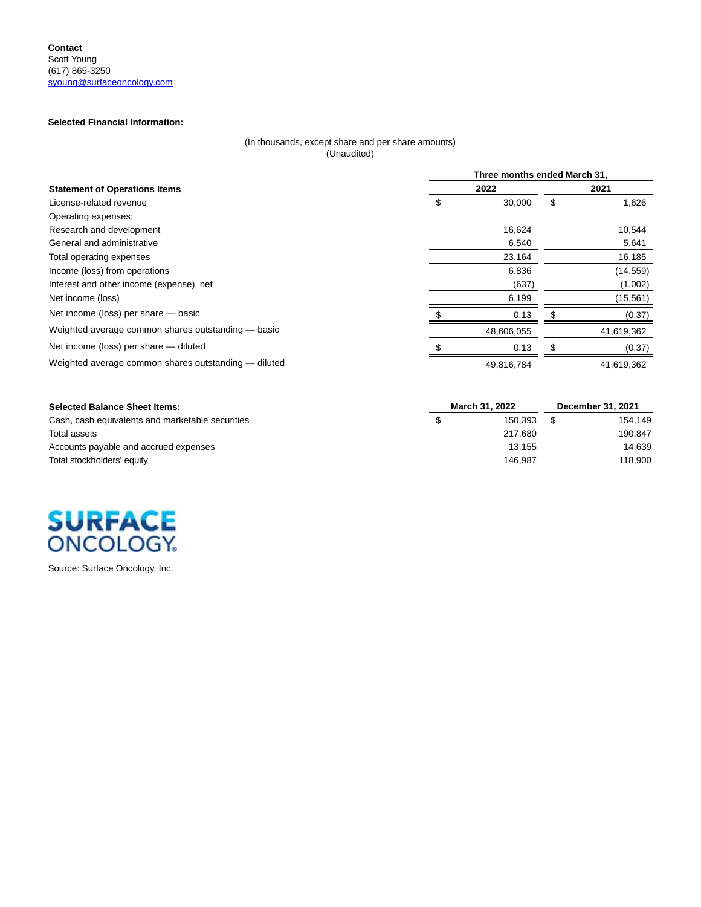**Contact**
Scott Young
(617) 865-3250
syoung@surfaceoncology.com

**Selected Financial Information:**

(In thousands, except share and per share amounts)
(Unaudited)

| **Statement of Operations Items** | **Three months ended March 31, 2022** | **2021** |
|---|---|---|
| License-related revenue | $ 30,000 | $ 1,626 |
| Operating expenses: | | |
| Research and development | 16,624 | 10,544 |
| General and administrative | 6,540 | 5,641 |
| Total operating expenses | 23,164 | 16,185 |
| Income (loss) from operations | 6,836 | (14,559) |
| Interest and other income (expense), net | (637) | (1,002) |
| Net income (loss) | 6,199 | (15,561) |
| Net income (loss) per share — basic | $ 0.13 | $ (0.37) |
| Weighted average common shares outstanding — basic | 48,606,055 | 41,619,362 |
| Net income (loss) per share — diluted | $ 0.13 | $ (0.37) |
| Weighted average common shares outstanding — diluted | 49,816,784 | 41,619,362 |

| **Selected Balance Sheet Items:** | **March 31, 2022** | **December 31, 2021** |
|---|---|---|
| Cash, cash equivalents and marketable securities | $ 150,393 | $ 154,149 |
| Total assets | 217,680 | 190,847 |
| Accounts payable and accrued expenses | 13,155 | 14,639 |
| Total stockholders' equity | 146,987 | 118,900 |

SURFACE ONCOLOGY®

Source: Surface Oncology, Inc.